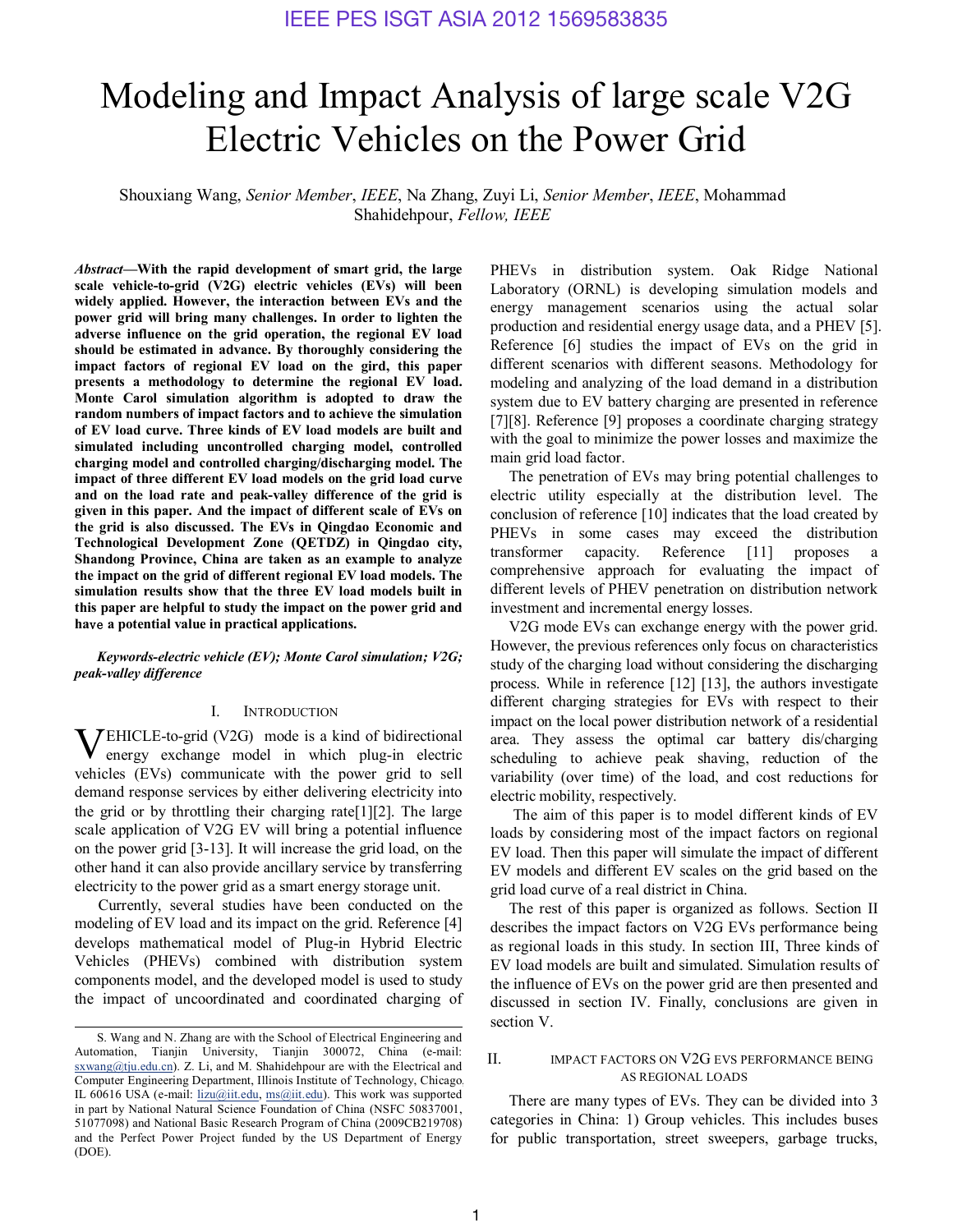# Modeling and Impact Analysis of large scale V2G Electric Vehicles on the Power Grid

Shouxiang Wang, *Senior Member*, *IEEE*, Na Zhang, Zuyi Li, *Senior Member*, *IEEE*, Mohammad Shahidehpour, *Fellow, IEEE*

***Abstract*—With the rapid development of smart grid, the large scale vehicle-to-grid (V2G) electric vehicles (EVs) will been widely applied. However, the interaction between EVs and the power grid will bring many challenges. In order to lighten the adverse influence on the grid operation, the regional EV load should be estimated in advance. By thoroughly considering the impact factors of regional EV load on the gird, this paper presents a methodology to determine the regional EV load. Monte Carol simulation algorithm is adopted to draw the random numbers of impact factors and to achieve the simulation of EV load curve. Three kinds of EV load models are built and simulated including uncontrolled charging model, controlled charging model and controlled charging/discharging model. The impact of three different EV load models on the grid load curve and on the load rate and peak-valley difference of the grid is given in this paper. And the impact of different scale of EVs on the grid is also discussed. The EVs in Qingdao Economic and Technological Development Zone (QETDZ) in Qingdao city, Shandong Province, China are taken as an example to analyze the impact on the grid of different regional EV load models. The simulation results show that the three EV load models built in this paper are helpful to study the impact on the power grid and have a potential value in practical applications.**

***Keywords-electric vehicle (EV); Monte Carol simulation; V2G; peak-valley difference***

## I. Introduction

VEHICLE-to-grid (V2G) mode is a kind of bidirectional energy exchange model in which plug-in electric vehicles (EVs) communicate with the power grid to sell demand response services by either delivering electricity into the grid or by throttling their charging rate[1][2]. The large scale application of V2G EV will bring a potential influence on the power grid [3-13]. It will increase the grid load, on the other hand it can also provide ancillary service by transferring electricity to the power grid as a smart energy storage unit.

Currently, several studies have been conducted on the modeling of EV load and its impact on the grid. Reference [4] develops mathematical model of Plug-in Hybrid Electric Vehicles (PHEVs) combined with distribution system components model, and the developed model is used to study the impact of uncoordinated and coordinated charging of PHEVs in distribution system. Oak Ridge National Laboratory (ORNL) is developing simulation models and energy management scenarios using the actual solar production and residential energy usage data, and a PHEV [5]. Reference [6] studies the impact of EVs on the grid in different scenarios with different seasons. Methodology for modeling and analyzing of the load demand in a distribution system due to EV battery charging are presented in reference [7][8]. Reference [9] proposes a coordinate charging strategy with the goal to minimize the power losses and maximize the main grid load factor.

The penetration of EVs may bring potential challenges to electric utility especially at the distribution level. The conclusion of reference [10] indicates that the load created by PHEVs in some cases may exceed the distribution transformer capacity. Reference [11] proposes a comprehensive approach for evaluating the impact of different levels of PHEV penetration on distribution network investment and incremental energy losses.

V2G mode EVs can exchange energy with the power grid. However, the previous references only focus on characteristics study of the charging load without considering the discharging process. While in reference [12] [13], the authors investigate different charging strategies for EVs with respect to their impact on the local power distribution network of a residential area. They assess the optimal car battery dis/charging scheduling to achieve peak shaving, reduction of the variability (over time) of the load, and cost reductions for electric mobility, respectively.

The aim of this paper is to model different kinds of EV loads by considering most of the impact factors on regional EV load. Then this paper will simulate the impact of different EV models and different EV scales on the grid based on the grid load curve of a real district in China.

The rest of this paper is organized as follows. Section II describes the impact factors on V2G EVs performance being as regional loads in this study. In section III, Three kinds of EV load models are built and simulated. Simulation results of the influence of EVs on the power grid are then presented and discussed in section IV. Finally, conclusions are given in section V.

S. Wang and N. Zhang are with the School of Electrical Engineering and Automation, Tianjin University, Tianjin 300072, China (e-mail: sxwang@tju.edu.cn). Z. Li, and M. Shahidehpour are with the Electrical and Computer Engineering Department, Illinois Institute of Technology, Chicago, IL 60616 USA (e-mail: lizu@iit.edu, ms@iit.edu). This work was supported in part by National Natural Science Foundation of China (NSFC 50837001, 51077098) and National Basic Research Program of China (2009CB219708) and the Perfect Power Project funded by the US Department of Energy (DOE).

## II. Impact Factors on V2G EVs Performance Being as Regional Loads

There are many types of EVs. They can be divided into 3 categories in China: 1) Group vehicles. This includes buses for public transportation, street sweepers, garbage trucks,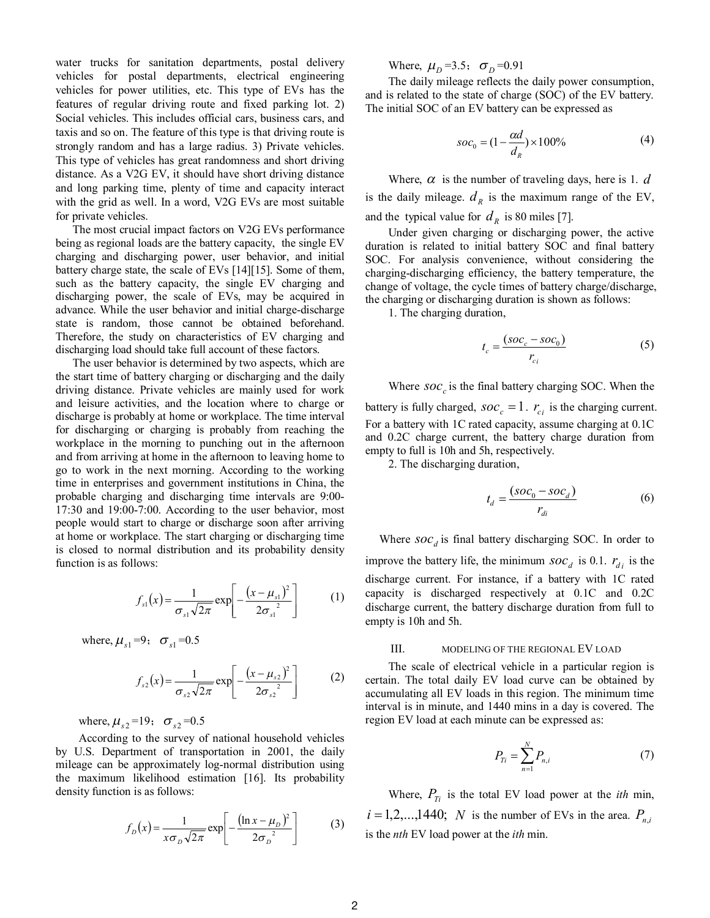water trucks for sanitation departments, postal delivery vehicles for postal departments, electrical engineering vehicles for power utilities, etc. This type of EVs has the features of regular driving route and fixed parking lot. 2) Social vehicles. This includes official cars, business cars, and taxis and so on. The feature of this type is that driving route is strongly random and has a large radius. 3) Private vehicles. This type of vehicles has great randomness and short driving distance. As a V2G EV, it should have short driving distance and long parking time, plenty of time and capacity interact with the grid as well. In a word, V2G EVs are most suitable for private vehicles.

The most crucial impact factors on V2G EVs performance being as regional loads are the battery capacity, the single EV charging and discharging power, user behavior, and initial battery charge state, the scale of EVs [14][15]. Some of them, such as the battery capacity, the single EV charging and discharging power, the scale of EVs, may be acquired in advance. While the user behavior and initial charge-discharge state is random, those cannot be obtained beforehand. Therefore, the study on characteristics of EV charging and discharging load should take full account of these factors.

The user behavior is determined by two aspects, which are the start time of battery charging or discharging and the daily driving distance. Private vehicles are mainly used for work and leisure activities, and the location where to charge or discharge is probably at home or workplace. The time interval for discharging or charging is probably from reaching the workplace in the morning to punching out in the afternoon and from arriving at home in the afternoon to leaving home to go to work in the next morning. According to the working time in enterprises and government institutions in China, the probable charging and discharging time intervals are 9:00-17:30 and 19:00-7:00. According to the user behavior, most people would start to charge or discharge soon after arriving at home or workplace. The start charging or discharging time is closed to normal distribution and its probability density function is as follows:

$$f_{s1}(x)=\frac{1}{\sigma_{s1}\sqrt{2\pi}}\exp\left[-\frac{(x-\mu_{s1})^2}{2\sigma_{s1}^2}\right] \tag{1}$$

where, $\mu_{s1}$=9； $\sigma_{s1}$=0.5

$$f_{s2}(x)=\frac{1}{\sigma_{s2}\sqrt{2\pi}}\exp\left[-\frac{(x-\mu_{s2})^2}{2\sigma_{s2}^2}\right] \tag{2}$$

where, $\mu_{s2}$=19； $\sigma_{s2}$=0.5

According to the survey of national household vehicles by U.S. Department of transportation in 2001, the daily mileage can be approximately log-normal distribution using the maximum likelihood estimation [16]. Its probability density function is as follows:

$$f_D(x)=\frac{1}{x\sigma_D\sqrt{2\pi}}\exp\left[-\frac{(\ln x-\mu_D)^2}{2\sigma_D^2}\right] \tag{3}$$

Where, $\mu_D$=3.5； $\sigma_D$=0.91

The daily mileage reflects the daily power consumption, and is related to the state of charge (SOC) of the EV battery. The initial SOC of an EV battery can be expressed as

$$soc_0=(1-\frac{\alpha d}{d_R})\times 100\% \tag{4}$$

Where, $\alpha$ is the number of traveling days, here is 1. $d$ is the daily mileage. $d_R$ is the maximum range of the EV, and the typical value for $d_R$ is 80 miles [7].

Under given charging or discharging power, the active duration is related to initial battery SOC and final battery SOC. For analysis convenience, without considering the charging-discharging efficiency, the battery temperature, the change of voltage, the cycle times of battery charge/discharge, the charging or discharging duration is shown as follows:

1. The charging duration,

$$t_c=\frac{(soc_c-soc_0)}{r_{ci}} \tag{5}$$

Where $soc_c$ is the final battery charging SOC. When the battery is fully charged, $soc_c=1$. $r_{ci}$ is the charging current. For a battery with 1C rated capacity, assume charging at 0.1C and 0.2C charge current, the battery charge duration from empty to full is 10h and 5h, respectively.

2. The discharging duration,

$$t_d=\frac{(soc_0-soc_d)}{r_{di}} \tag{6}$$

Where $soc_d$ is final battery discharging SOC. In order to improve the battery life, the minimum $soc_d$ is 0.1. $r_{di}$ is the discharge current. For instance, if a battery with 1C rated capacity is discharged respectively at 0.1C and 0.2C discharge current, the battery discharge duration from full to empty is 10h and 5h.

## III. MODELING OF THE REGIONAL EV LOAD

The scale of electrical vehicle in a particular region is certain. The total daily EV load curve can be obtained by accumulating all EV loads in this region. The minimum time interval is in minute, and 1440 mins in a day is covered. The region EV load at each minute can be expressed as:

$$P_{Ti}=\sum_{n=1}^{N}P_{n,i} \tag{7}$$

Where, $P_{Ti}$ is the total EV load power at the *ith* min, $i=1,2,...,1440$; $N$ is the number of EVs in the area. $P_{n,i}$ is the *nth* EV load power at the *ith* min.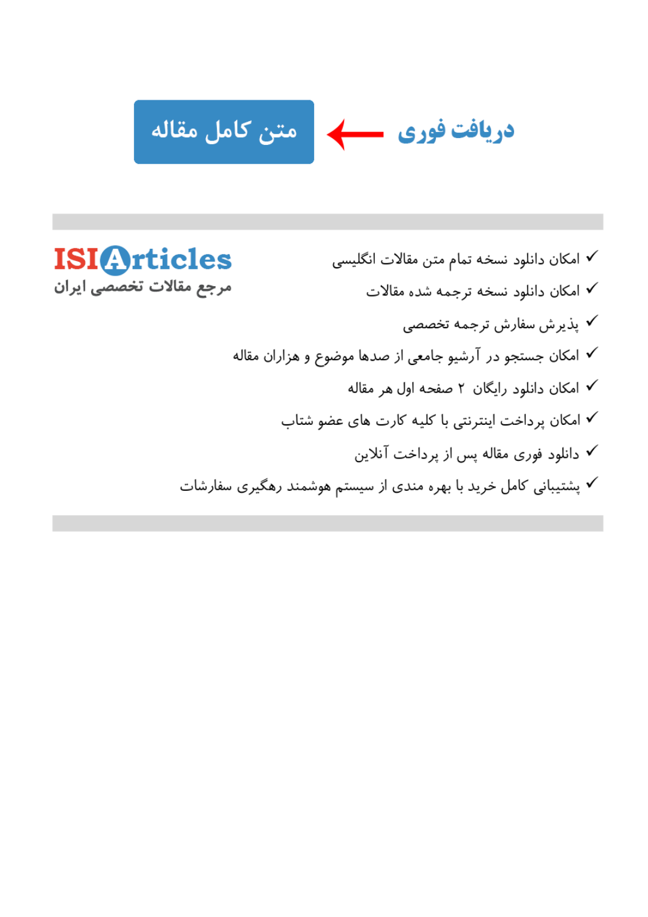دریافت فوری ← **متن کامل مقاله**

**ISIArticles**
مرجع مقالات تخصصی ایران

- ✓ امکان دانلود نسخه تمام متن مقالات انگلیسی
- ✓ امکان دانلود نسخه ترجمه شده مقالات
- ✓ پذیرش سفارش ترجمه تخصصی
- ✓ امکان جستجو در آرشیو جامعی از صدها موضوع و هزاران مقاله
- ✓ امکان دانلود رایگان ۲ صفحه اول هر مقاله
- ✓ امکان پرداخت اینترنتی با کلیه کارت های عضو شتاب
- ✓ دانلود فوری مقاله پس از پرداخت آنلاین
- ✓ پشتیبانی کامل خرید با بهره مندی از سیستم هوشمند رهگیری سفارشات